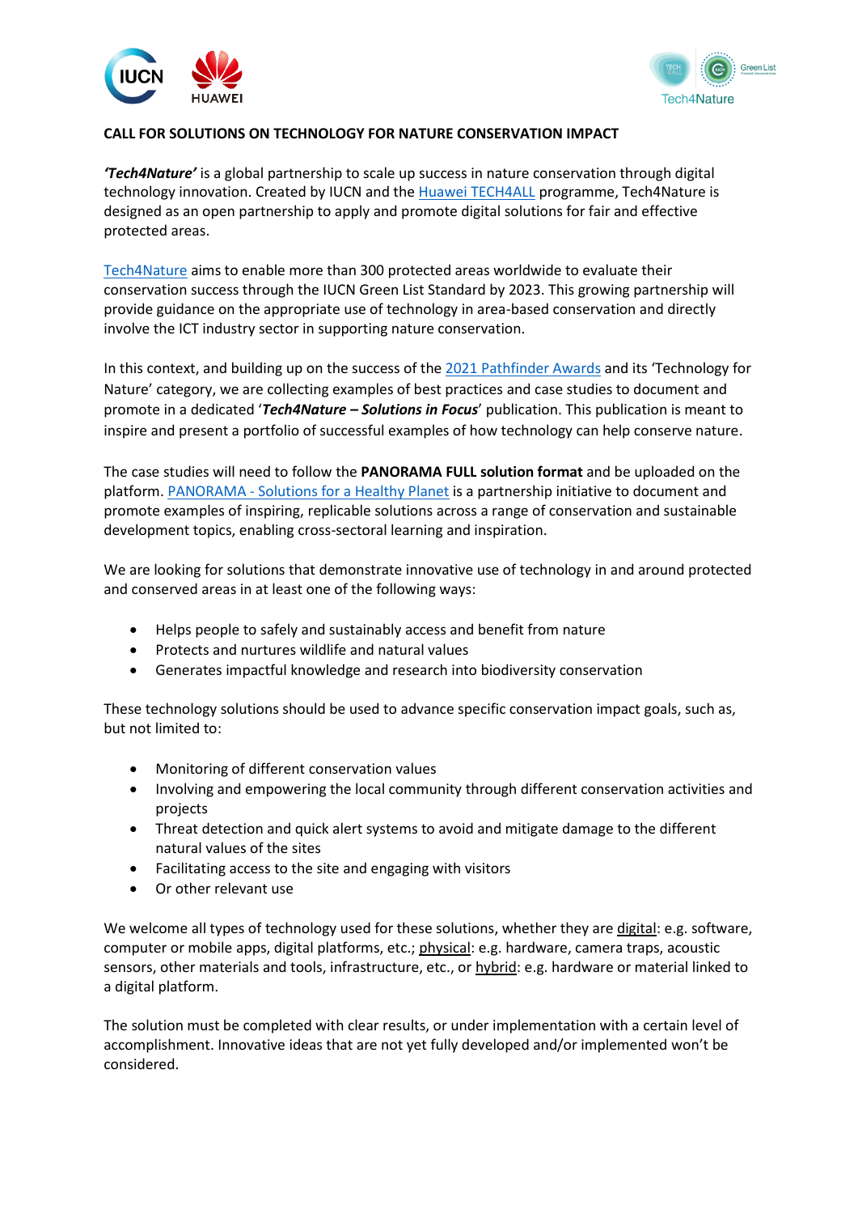**CALL FOR SOLUTIONS ON TECHNOLOGY FOR NATURE CONSERVATION IMPACT**

***'Tech4Nature'*** is a global partnership to scale up success in nature conservation through digital technology innovation. Created by IUCN and the Huawei TECH4ALL programme, Tech4Nature is designed as an open partnership to apply and promote digital solutions for fair and effective protected areas.

Tech4Nature aims to enable more than 300 protected areas worldwide to evaluate their conservation success through the IUCN Green List Standard by 2023. This growing partnership will provide guidance on the appropriate use of technology in area-based conservation and directly involve the ICT industry sector in supporting nature conservation.

In this context, and building up on the success of the 2021 Pathfinder Awards and its 'Technology for Nature' category, we are collecting examples of best practices and case studies to document and promote in a dedicated '***Tech4Nature – Solutions in Focus***' publication. This publication is meant to inspire and present a portfolio of successful examples of how technology can help conserve nature.

The case studies will need to follow the **PANORAMA FULL solution format** and be uploaded on the platform. PANORAMA - Solutions for a Healthy Planet is a partnership initiative to document and promote examples of inspiring, replicable solutions across a range of conservation and sustainable development topics, enabling cross-sectoral learning and inspiration.

We are looking for solutions that demonstrate innovative use of technology in and around protected and conserved areas in at least one of the following ways:

- Helps people to safely and sustainably access and benefit from nature
- Protects and nurtures wildlife and natural values
- Generates impactful knowledge and research into biodiversity conservation

These technology solutions should be used to advance specific conservation impact goals, such as, but not limited to:

- Monitoring of different conservation values
- Involving and empowering the local community through different conservation activities and projects
- Threat detection and quick alert systems to avoid and mitigate damage to the different natural values of the sites
- Facilitating access to the site and engaging with visitors
- Or other relevant use

We welcome all types of technology used for these solutions, whether they are digital: e.g. software, computer or mobile apps, digital platforms, etc.; physical: e.g. hardware, camera traps, acoustic sensors, other materials and tools, infrastructure, etc., or hybrid: e.g. hardware or material linked to a digital platform.

The solution must be completed with clear results, or under implementation with a certain level of accomplishment. Innovative ideas that are not yet fully developed and/or implemented won't be considered.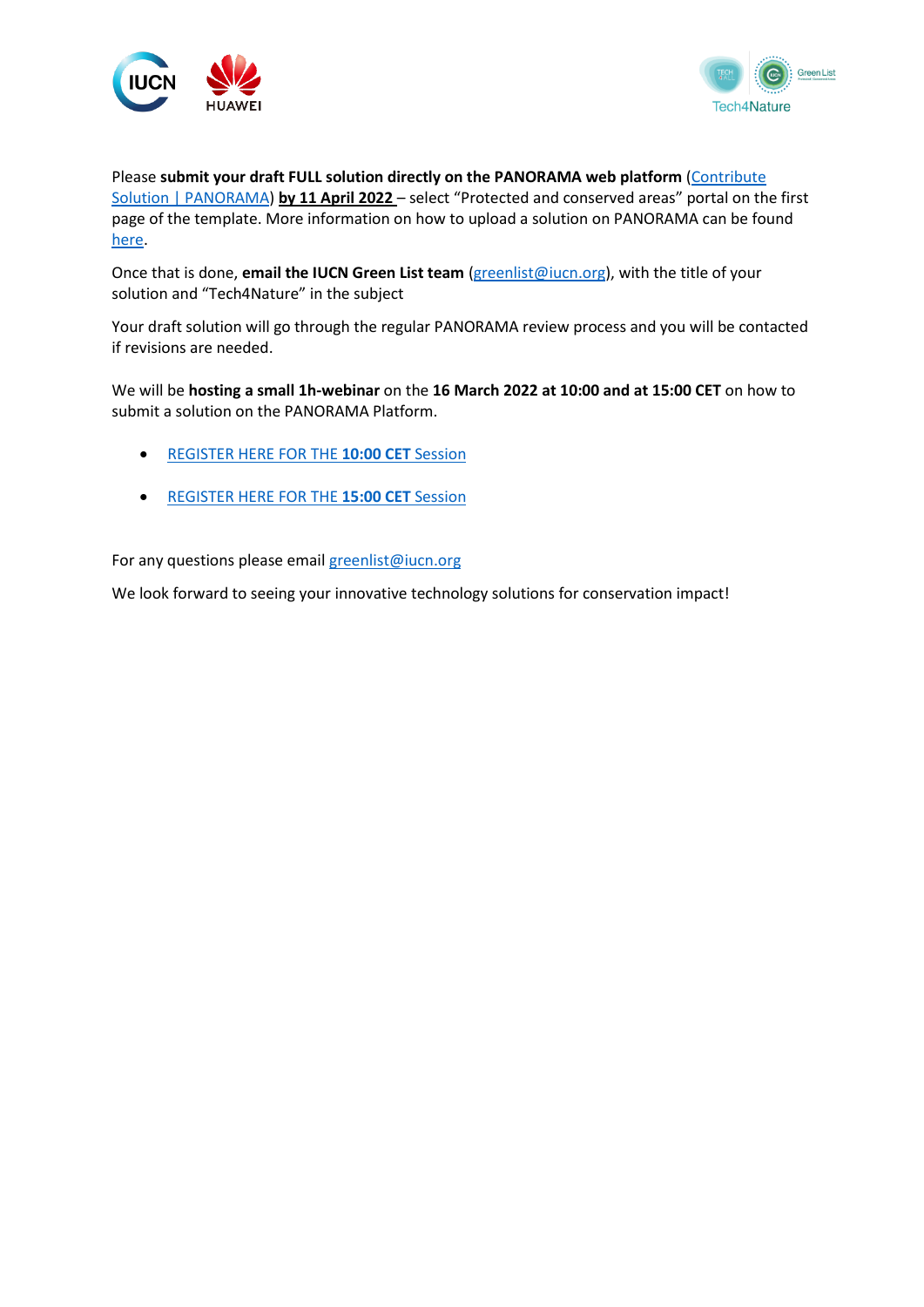Please **submit your draft FULL solution directly on the PANORAMA web platform** (Contribute Solution | PANORAMA) **by 11 April 2022** – select "Protected and conserved areas" portal on the first page of the template. More information on how to upload a solution on PANORAMA can be found here.

Once that is done, **email the IUCN Green List team** (greenlist@iucn.org), with the title of your solution and "Tech4Nature" in the subject

Your draft solution will go through the regular PANORAMA review process and you will be contacted if revisions are needed.

We will be **hosting a small 1h-webinar** on the **16 March 2022 at 10:00 and at 15:00 CET** on how to submit a solution on the PANORAMA Platform.

- REGISTER HERE FOR THE **10:00 CET** Session
- REGISTER HERE FOR THE **15:00 CET** Session

For any questions please email greenlist@iucn.org

We look forward to seeing your innovative technology solutions for conservation impact!